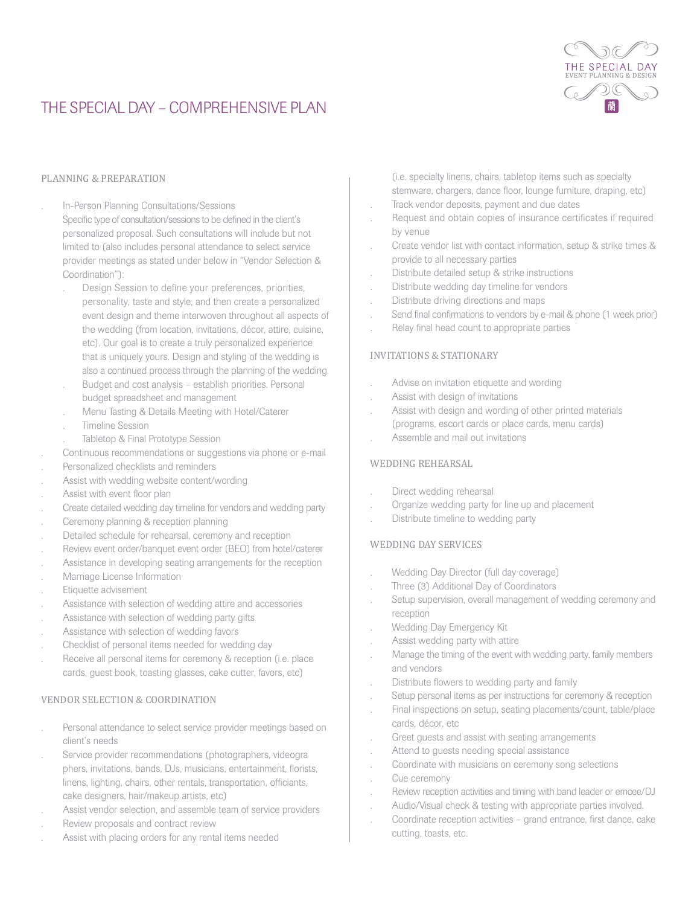# THE SPECIAL DAY – COMPREHENSIVE PLAN

## PLANNING & PREPARATION

- In-Person Planning Consultations/Sessions
  Specific type of consultation/sessions to be defined in the client's personalized proposal. Such consultations will include but not limited to (also includes personal attendance to select service provider meetings as stated under below in "Vendor Selection & Coordination"):
  - Design Session to define your preferences, priorities, personality, taste and style, and then create a personalized event design and theme interwoven throughout all aspects of the wedding (from location, invitations, décor, attire, cuisine, etc). Our goal is to create a truly personalized experience that is uniquely yours. Design and styling of the wedding is also a continued process through the planning of the wedding.
  - Budget and cost analysis – establish priorities. Personal budget spreadsheet and management
  - Menu Tasting & Details Meeting with Hotel/Caterer
  - Timeline Session
  - Tabletop & Final Prototype Session
- Continuous recommendations or suggestions via phone or e-mail
- Personalized checklists and reminders
- Assist with wedding website content/wording
- Assist with event floor plan
- Create detailed wedding day timeline for vendors and wedding party
- Ceremony planning & reception planning
- Detailed schedule for rehearsal, ceremony and reception
- Review event order/banquet event order (BEO) from hotel/caterer
- Assistance in developing seating arrangements for the reception
- Marriage License Information
- Etiquette advisement
- Assistance with selection of wedding attire and accessories
- Assistance with selection of wedding party gifts
- Assistance with selection of wedding favors
- Checklist of personal items needed for wedding day
- Receive all personal items for ceremony & reception (i.e. place cards, guest book, toasting glasses, cake cutter, favors, etc)

## VENDOR SELECTION & COORDINATION

- Personal attendance to select service provider meetings based on client's needs
- Service provider recommendations (photographers, videographers, invitations, bands, DJs, musicians, entertainment, florists, linens, lighting, chairs, other rentals, transportation, officiants, cake designers, hair/makeup artists, etc)
- Assist vendor selection, and assemble team of service providers
- Review proposals and contract review
- Assist with placing orders for any rental items needed (i.e. specialty linens, chairs, tabletop items such as specialty stemware, chargers, dance floor, lounge furniture, draping, etc)
- Track vendor deposits, payment and due dates
- Request and obtain copies of insurance certificates if required by venue
- Create vendor list with contact information, setup & strike times & provide to all necessary parties
- Distribute detailed setup & strike instructions
- Distribute wedding day timeline for vendors
- Distribute driving directions and maps
- Send final confirmations to vendors by e-mail & phone (1 week prior)
- Relay final head count to appropriate parties

## INVITATIONS & STATIONARY

- Advise on invitation etiquette and wording
- Assist with design of invitations
- Assist with design and wording of other printed materials (programs, escort cards or place cards, menu cards)
- Assemble and mail out invitations

## WEDDING REHEARSAL

- Direct wedding rehearsal
- Organize wedding party for line up and placement
- Distribute timeline to wedding party

## WEDDING DAY SERVICES

- Wedding Day Director (full day coverage)
- Three (3) Additional Day of Coordinators
- Setup supervision, overall management of wedding ceremony and reception
- Wedding Day Emergency Kit
- Assist wedding party with attire
- Manage the timing of the event with wedding party, family members and vendors
- Distribute flowers to wedding party and family
- Setup personal items as per instructions for ceremony & reception
- Final inspections on setup, seating placements/count, table/place cards, décor, etc
- Greet guests and assist with seating arrangements
- Attend to guests needing special assistance
- Coordinate with musicians on ceremony song selections
- Cue ceremony
- Review reception activities and timing with band leader or emcee/DJ
- Audio/Visual check & testing with appropriate parties involved.
- Coordinate reception activities – grand entrance, first dance, cake cutting, toasts, etc.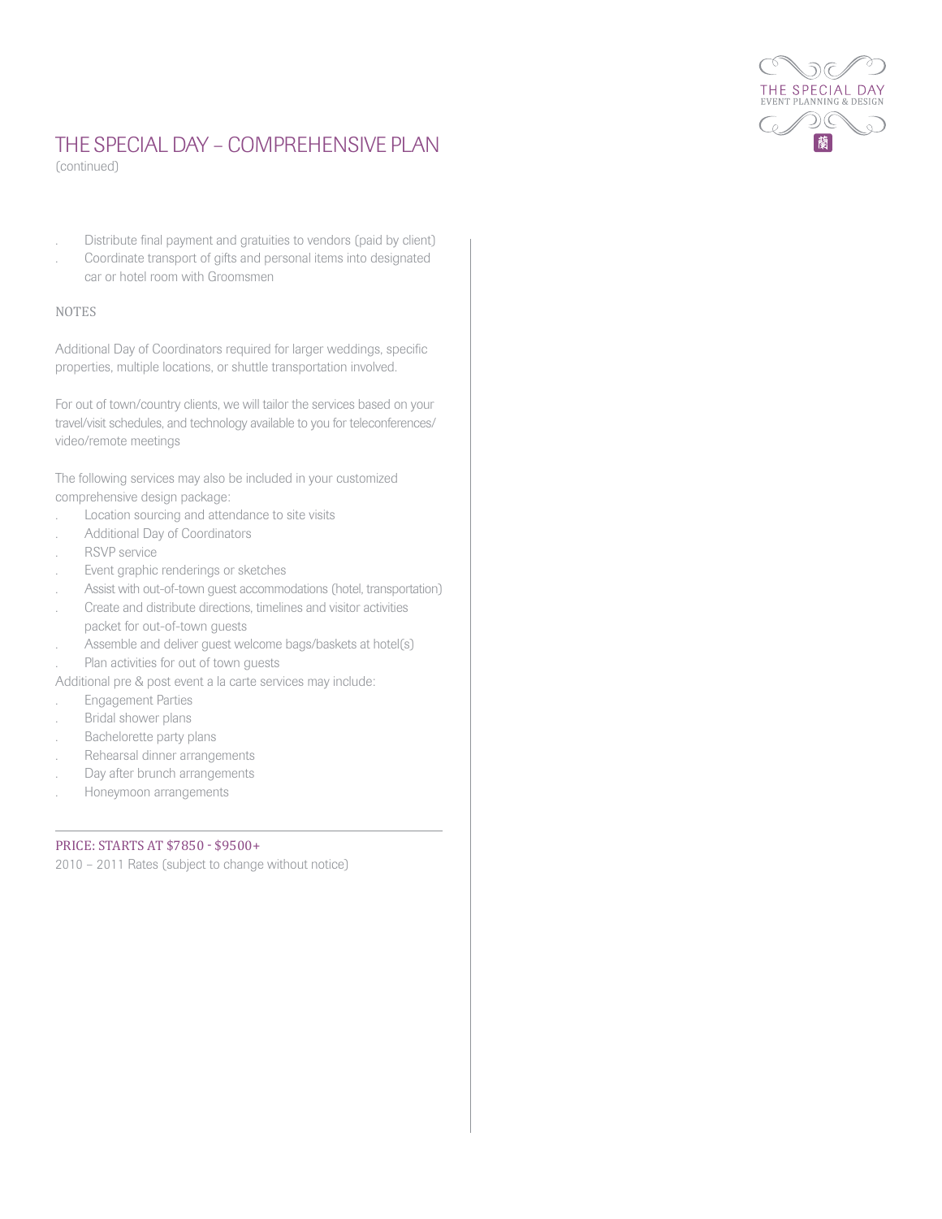# THE SPECIAL DAY – COMPREHENSIVE PLAN

(continued)

- Distribute final payment and gratuities to vendors (paid by client)
- Coordinate transport of gifts and personal items into designated car or hotel room with Groomsmen

NOTES

Additional Day of Coordinators required for larger weddings, specific properties, multiple locations, or shuttle transportation involved.

For out of town/country clients, we will tailor the services based on your travel/visit schedules, and technology available to you for teleconferences/video/remote meetings

The following services may also be included in your customized comprehensive design package:

- Location sourcing and attendance to site visits
- Additional Day of Coordinators
- RSVP service
- Event graphic renderings or sketches
- Assist with out-of-town guest accommodations (hotel, transportation)
- Create and distribute directions, timelines and visitor activities packet for out-of-town guests
- Assemble and deliver guest welcome bags/baskets at hotel(s)
- Plan activities for out of town guests

Additional pre & post event a la carte services may include:

- Engagement Parties
- Bridal shower plans
- Bachelorette party plans
- Rehearsal dinner arrangements
- Day after brunch arrangements
- Honeymoon arrangements

---

PRICE: STARTS AT $7850 - $9500+

2010 – 2011 Rates (subject to change without notice)